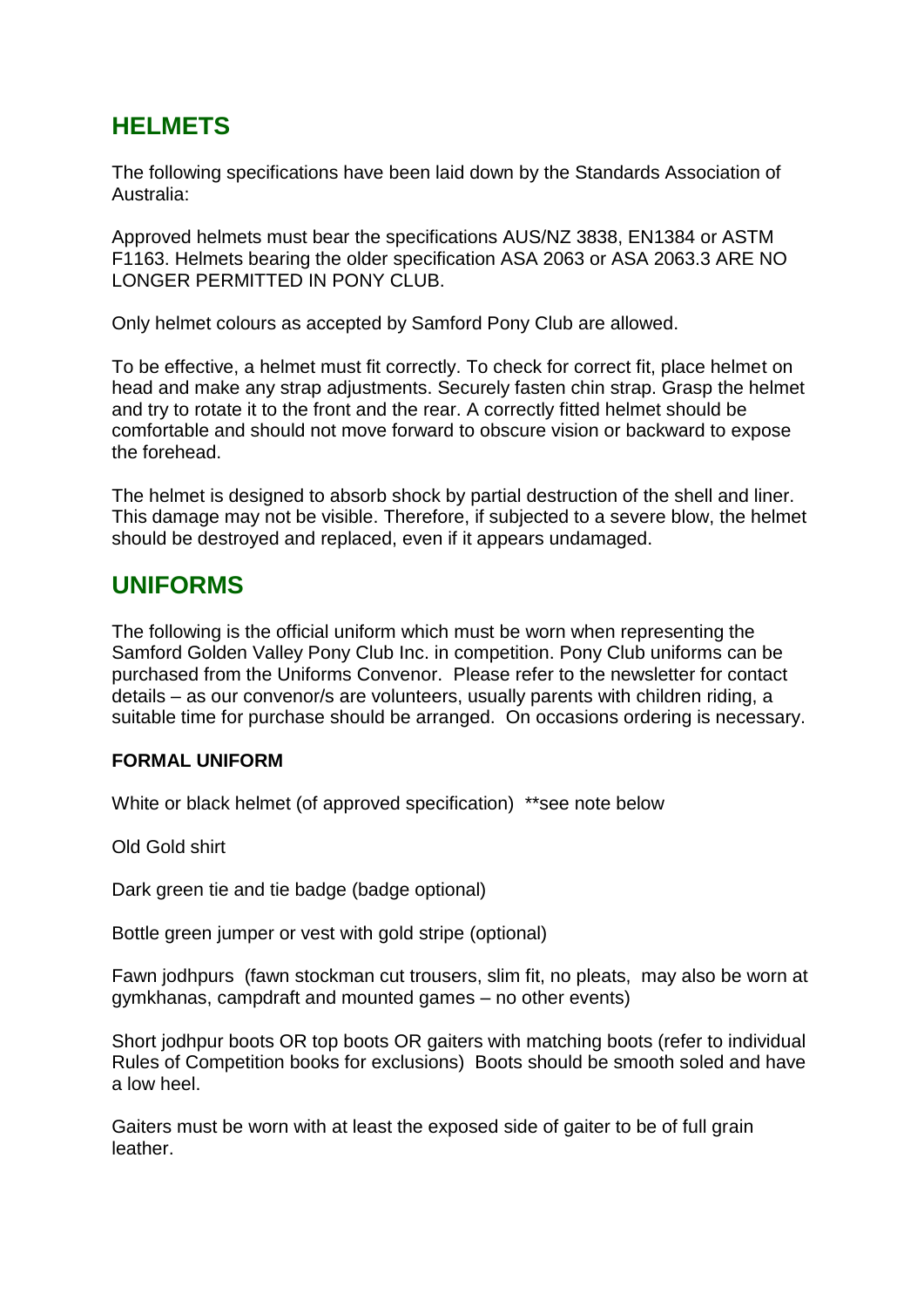## HELMETS

The following specifications have been laid down by the Standards Association of Australia:

Approved helmets must bear the specifications AUS/NZ 3838, EN1384 or ASTM F1163. Helmets bearing the older specification ASA 2063 or ASA 2063.3 ARE NO LONGER PERMITTED IN PONY CLUB.

Only helmet colours as accepted by Samford Pony Club are allowed.

To be effective, a helmet must fit correctly. To check for correct fit, place helmet on head and make any strap adjustments. Securely fasten chin strap. Grasp the helmet and try to rotate it to the front and the rear. A correctly fitted helmet should be comfortable and should not move forward to obscure vision or backward to expose the forehead.

The helmet is designed to absorb shock by partial destruction of the shell and liner. This damage may not be visible. Therefore, if subjected to a severe blow, the helmet should be destroyed and replaced, even if it appears undamaged.

## UNIFORMS

The following is the official uniform which must be worn when representing the Samford Golden Valley Pony Club Inc. in competition. Pony Club uniforms can be purchased from the Uniforms Convenor. Please refer to the newsletter for contact details – as our convenor/s are volunteers, usually parents with children riding, a suitable time for purchase should be arranged. On occasions ordering is necessary.

**FORMAL UNIFORM**

White or black helmet (of approved specification) **see note below

Old Gold shirt

Dark green tie and tie badge (badge optional)

Bottle green jumper or vest with gold stripe (optional)

Fawn jodhpurs (fawn stockman cut trousers, slim fit, no pleats, may also be worn at gymkhanas, campdraft and mounted games – no other events)

Short jodhpur boots OR top boots OR gaiters with matching boots (refer to individual Rules of Competition books for exclusions) Boots should be smooth soled and have a low heel.

Gaiters must be worn with at least the exposed side of gaiter to be of full grain leather.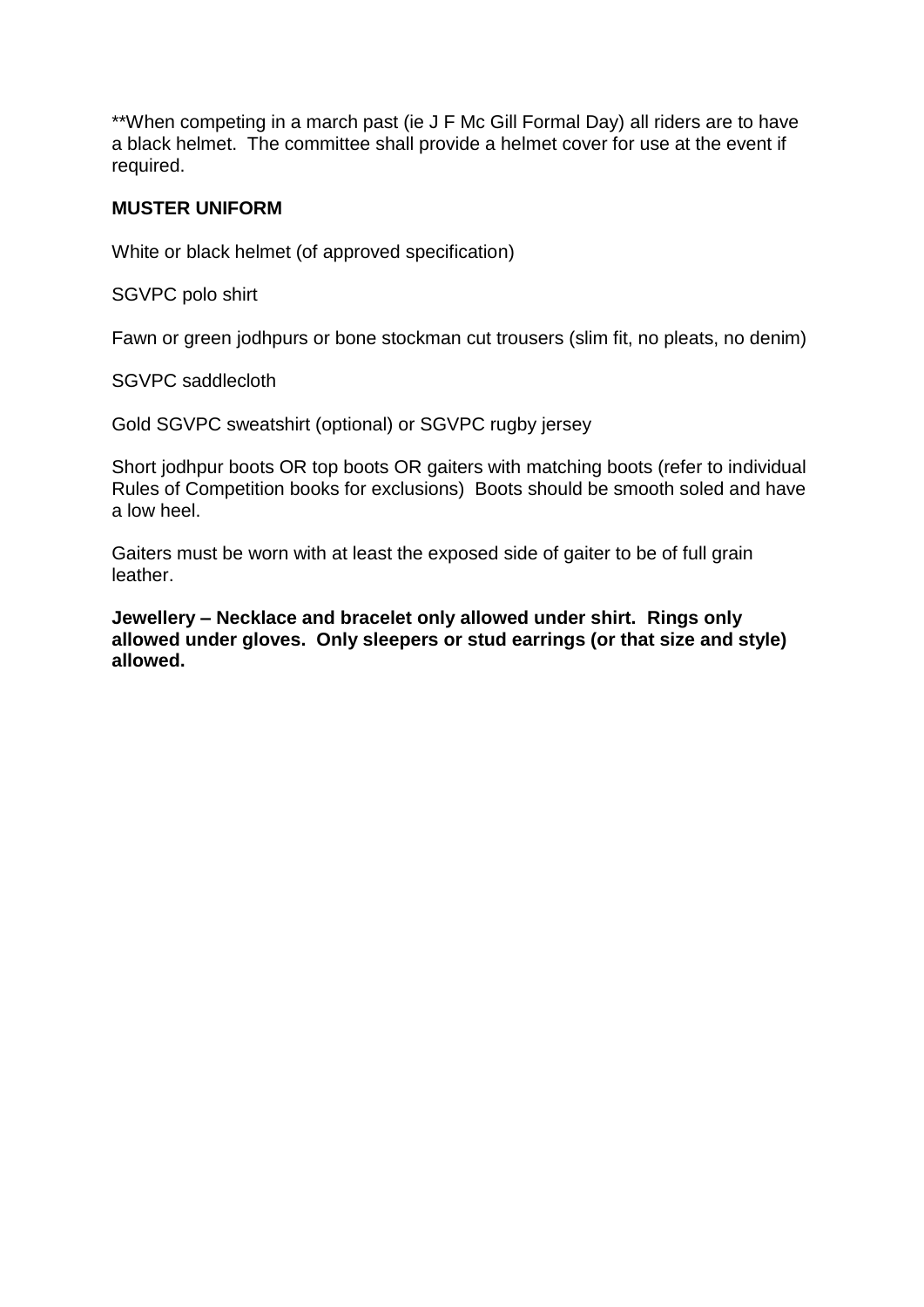**When competing in a march past (ie J F Mc Gill Formal Day) all riders are to have a black helmet. The committee shall provide a helmet cover for use at the event if required.

**MUSTER UNIFORM**

White or black helmet (of approved specification)

SGVPC polo shirt

Fawn or green jodhpurs or bone stockman cut trousers (slim fit, no pleats, no denim)

SGVPC saddlecloth

Gold SGVPC sweatshirt (optional) or SGVPC rugby jersey

Short jodhpur boots OR top boots OR gaiters with matching boots (refer to individual Rules of Competition books for exclusions) Boots should be smooth soled and have a low heel.

Gaiters must be worn with at least the exposed side of gaiter to be of full grain leather.

**Jewellery – Necklace and bracelet only allowed under shirt. Rings only allowed under gloves. Only sleepers or stud earrings (or that size and style) allowed.**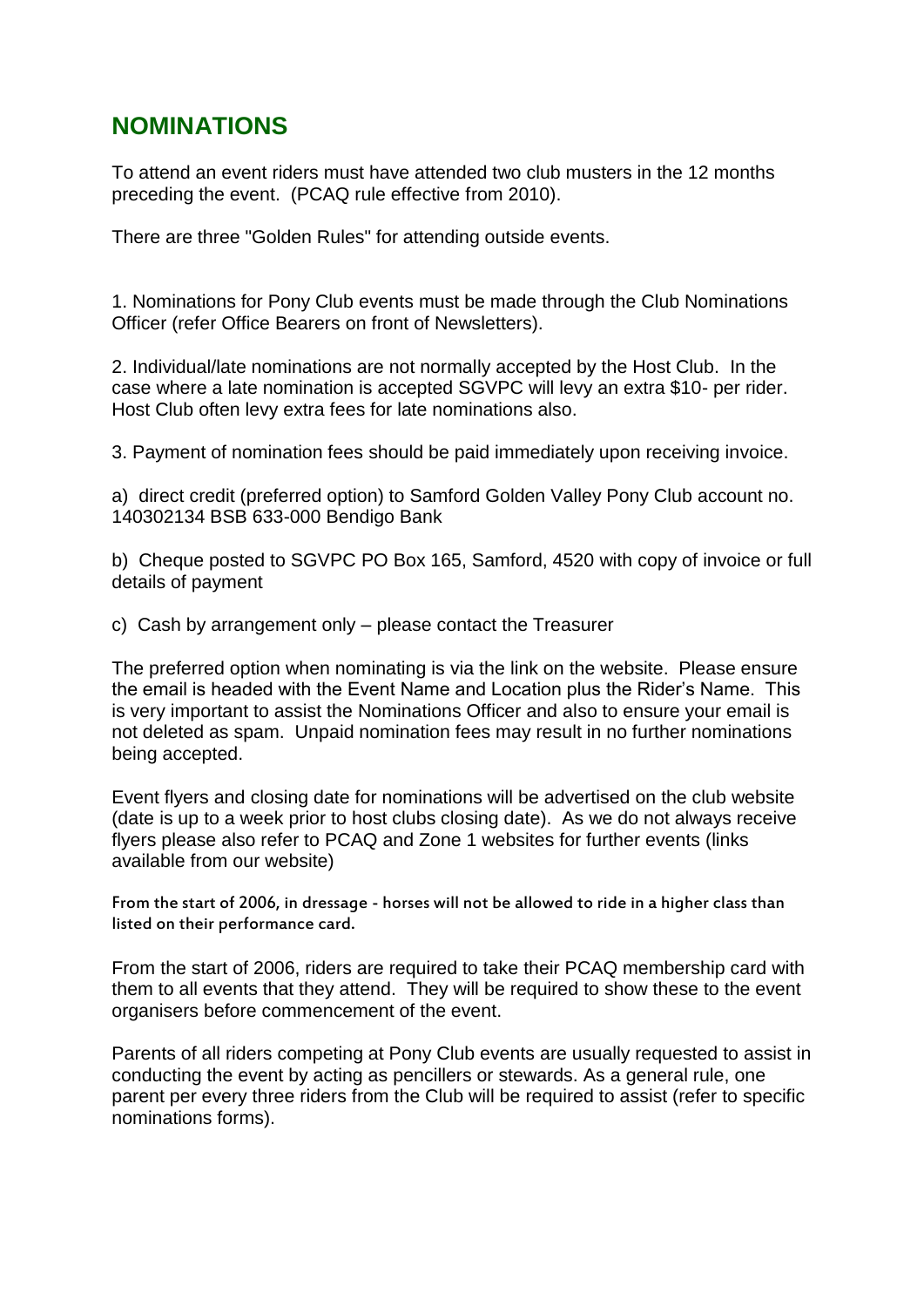## NOMINATIONS

To attend an event riders must have attended two club musters in the 12 months preceding the event. (PCAQ rule effective from 2010).

There are three "Golden Rules" for attending outside events.

1. Nominations for Pony Club events must be made through the Club Nominations Officer (refer Office Bearers on front of Newsletters).

2. Individual/late nominations are not normally accepted by the Host Club. In the case where a late nomination is accepted SGVPC will levy an extra $10- per rider. Host Club often levy extra fees for late nominations also.

3. Payment of nomination fees should be paid immediately upon receiving invoice.

a) direct credit (preferred option) to Samford Golden Valley Pony Club account no. 140302134 BSB 633-000 Bendigo Bank

b) Cheque posted to SGVPC PO Box 165, Samford, 4520 with copy of invoice or full details of payment

c) Cash by arrangement only – please contact the Treasurer

The preferred option when nominating is via the link on the website. Please ensure the email is headed with the Event Name and Location plus the Rider's Name. This is very important to assist the Nominations Officer and also to ensure your email is not deleted as spam. Unpaid nomination fees may result in no further nominations being accepted.

Event flyers and closing date for nominations will be advertised on the club website (date is up to a week prior to host clubs closing date). As we do not always receive flyers please also refer to PCAQ and Zone 1 websites for further events (links available from our website)

From the start of 2006, in dressage - horses will not be allowed to ride in a higher class than listed on their performance card.

From the start of 2006, riders are required to take their PCAQ membership card with them to all events that they attend. They will be required to show these to the event organisers before commencement of the event.

Parents of all riders competing at Pony Club events are usually requested to assist in conducting the event by acting as pencillers or stewards. As a general rule, one parent per every three riders from the Club will be required to assist (refer to specific nominations forms).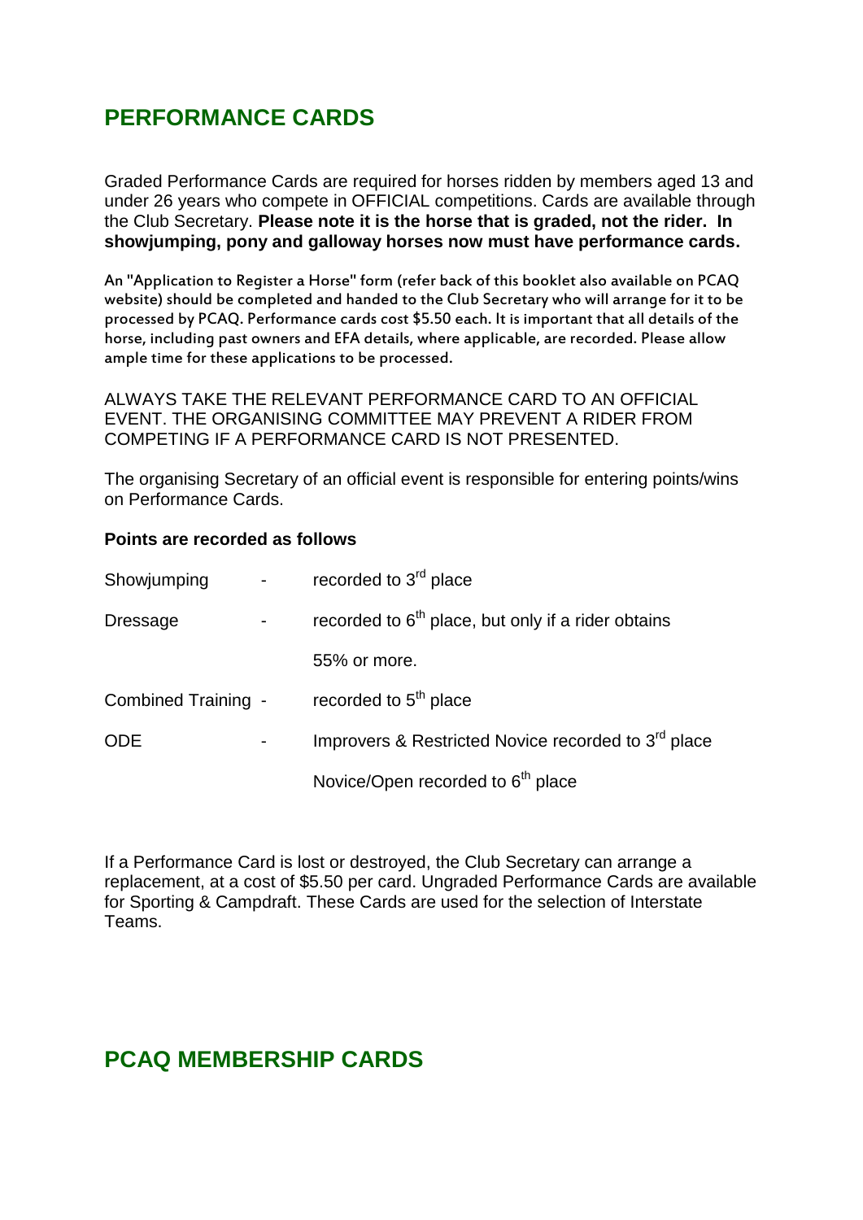## PERFORMANCE CARDS

Graded Performance Cards are required for horses ridden by members aged 13 and under 26 years who compete in OFFICIAL competitions. Cards are available through the Club Secretary. **Please note it is the horse that is graded, not the rider. In showjumping, pony and galloway horses now must have performance cards.**

An "Application to Register a Horse" form (refer back of this booklet also available on PCAQ website) should be completed and handed to the Club Secretary who will arrange for it to be processed by PCAQ. Performance cards cost $5.50 each. It is important that all details of the horse, including past owners and EFA details, where applicable, are recorded. Please allow ample time for these applications to be processed.

ALWAYS TAKE THE RELEVANT PERFORMANCE CARD TO AN OFFICIAL EVENT. THE ORGANISING COMMITTEE MAY PREVENT A RIDER FROM COMPETING IF A PERFORMANCE CARD IS NOT PRESENTED.

The organising Secretary of an official event is responsible for entering points/wins on Performance Cards.

**Points are recorded as follows**

| | | |
|---|---|---|
| Showjumping | - | recorded to 3rd place |
| Dressage | - | recorded to 6th place, but only if a rider obtains 55% or more. |
| Combined Training | - | recorded to 5th place |
| ODE | - | Improvers & Restricted Novice recorded to 3rd place<br>Novice/Open recorded to 6th place |

If a Performance Card is lost or destroyed, the Club Secretary can arrange a replacement, at a cost of $5.50 per card. Ungraded Performance Cards are available for Sporting & Campdraft. These Cards are used for the selection of Interstate Teams.

## PCAQ MEMBERSHIP CARDS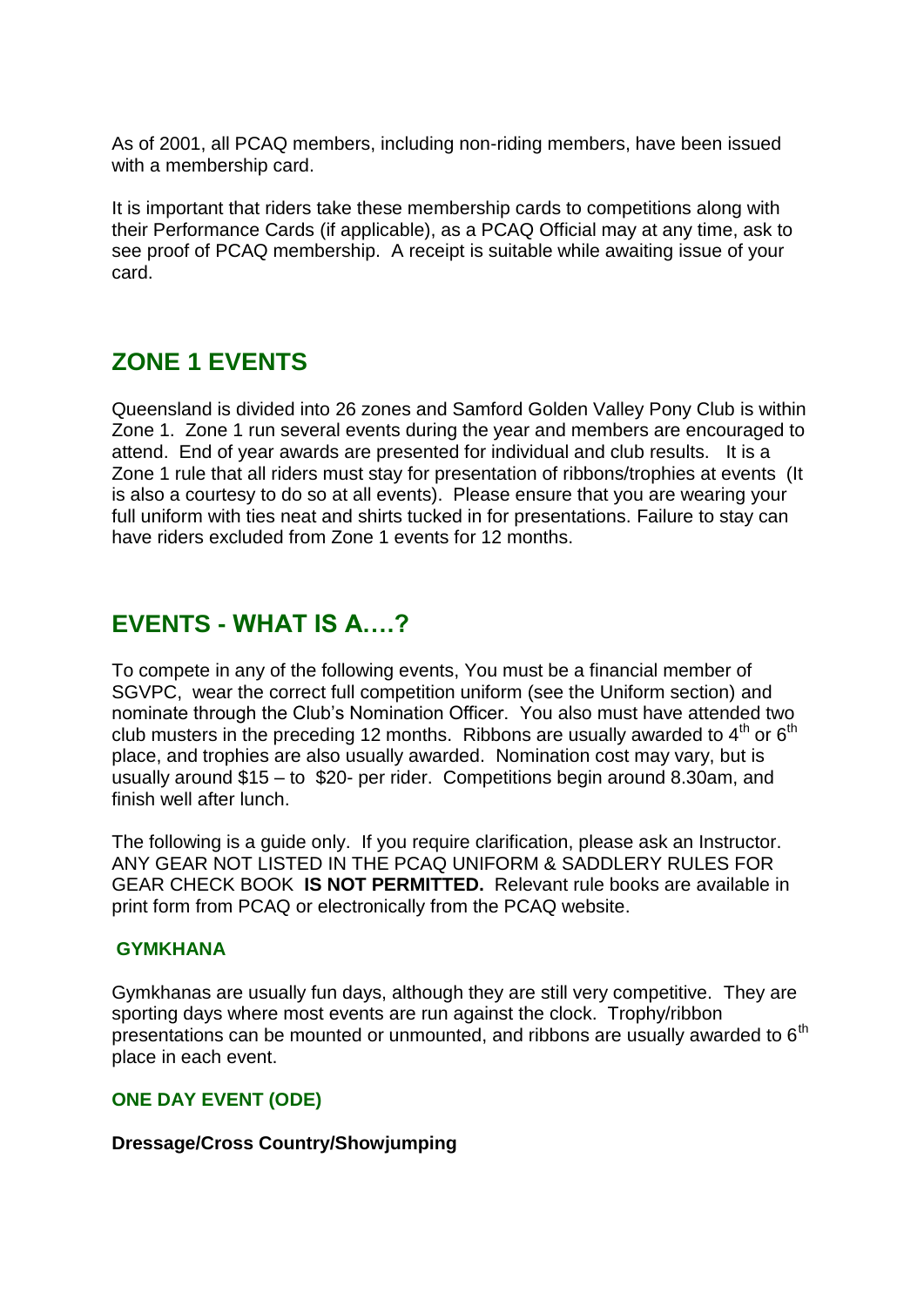As of 2001, all PCAQ members, including non-riding members, have been issued with a membership card.

It is important that riders take these membership cards to competitions along with their Performance Cards (if applicable), as a PCAQ Official may at any time, ask to see proof of PCAQ membership. A receipt is suitable while awaiting issue of your card.

## ZONE 1 EVENTS

Queensland is divided into 26 zones and Samford Golden Valley Pony Club is within Zone 1. Zone 1 run several events during the year and members are encouraged to attend. End of year awards are presented for individual and club results. It is a Zone 1 rule that all riders must stay for presentation of ribbons/trophies at events (It is also a courtesy to do so at all events). Please ensure that you are wearing your full uniform with ties neat and shirts tucked in for presentations. Failure to stay can have riders excluded from Zone 1 events for 12 months.

## EVENTS - WHAT IS A….?

To compete in any of the following events, You must be a financial member of SGVPC, wear the correct full competition uniform (see the Uniform section) and nominate through the Club's Nomination Officer. You also must have attended two club musters in the preceding 12 months. Ribbons are usually awarded to 4th or 6th place, and trophies are also usually awarded. Nomination cost may vary, but is usually around $15 – to $20- per rider. Competitions begin around 8.30am, and finish well after lunch.

The following is a guide only. If you require clarification, please ask an Instructor. ANY GEAR NOT LISTED IN THE PCAQ UNIFORM & SADDLERY RULES FOR GEAR CHECK BOOK **IS NOT PERMITTED.** Relevant rule books are available in print form from PCAQ or electronically from the PCAQ website.

### GYMKHANA

Gymkhanas are usually fun days, although they are still very competitive. They are sporting days where most events are run against the clock. Trophy/ribbon presentations can be mounted or unmounted, and ribbons are usually awarded to 6th place in each event.

### ONE DAY EVENT (ODE)

**Dressage/Cross Country/Showjumping**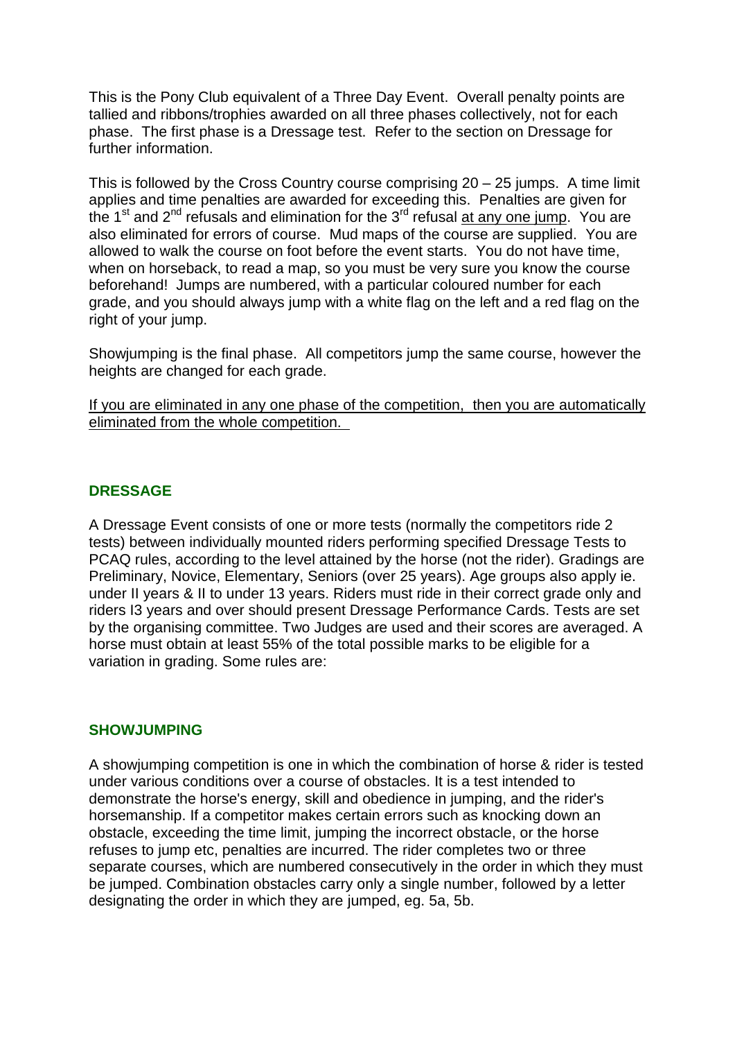This is the Pony Club equivalent of a Three Day Event. Overall penalty points are tallied and ribbons/trophies awarded on all three phases collectively, not for each phase. The first phase is a Dressage test. Refer to the section on Dressage for further information.

This is followed by the Cross Country course comprising 20 – 25 jumps. A time limit applies and time penalties are awarded for exceeding this. Penalties are given for the 1st and 2nd refusals and elimination for the 3rd refusal <u>at any one jump</u>. You are also eliminated for errors of course. Mud maps of the course are supplied. You are allowed to walk the course on foot before the event starts. You do not have time, when on horseback, to read a map, so you must be very sure you know the course beforehand! Jumps are numbered, with a particular coloured number for each grade, and you should always jump with a white flag on the left and a red flag on the right of your jump.

Showjumping is the final phase. All competitors jump the same course, however the heights are changed for each grade.

<u>If you are eliminated in any one phase of the competition, then you are automatically eliminated from the whole competition.</u>

## DRESSAGE

A Dressage Event consists of one or more tests (normally the competitors ride 2 tests) between individually mounted riders performing specified Dressage Tests to PCAQ rules, according to the level attained by the horse (not the rider). Gradings are Preliminary, Novice, Elementary, Seniors (over 25 years). Age groups also apply ie. under II years & II to under 13 years. Riders must ride in their correct grade only and riders I3 years and over should present Dressage Performance Cards. Tests are set by the organising committee. Two Judges are used and their scores are averaged. A horse must obtain at least 55% of the total possible marks to be eligible for a variation in grading. Some rules are:

## SHOWJUMPING

A showjumping competition is one in which the combination of horse & rider is tested under various conditions over a course of obstacles. It is a test intended to demonstrate the horse's energy, skill and obedience in jumping, and the rider's horsemanship. If a competitor makes certain errors such as knocking down an obstacle, exceeding the time limit, jumping the incorrect obstacle, or the horse refuses to jump etc, penalties are incurred. The rider completes two or three separate courses, which are numbered consecutively in the order in which they must be jumped. Combination obstacles carry only a single number, followed by a letter designating the order in which they are jumped, eg. 5a, 5b.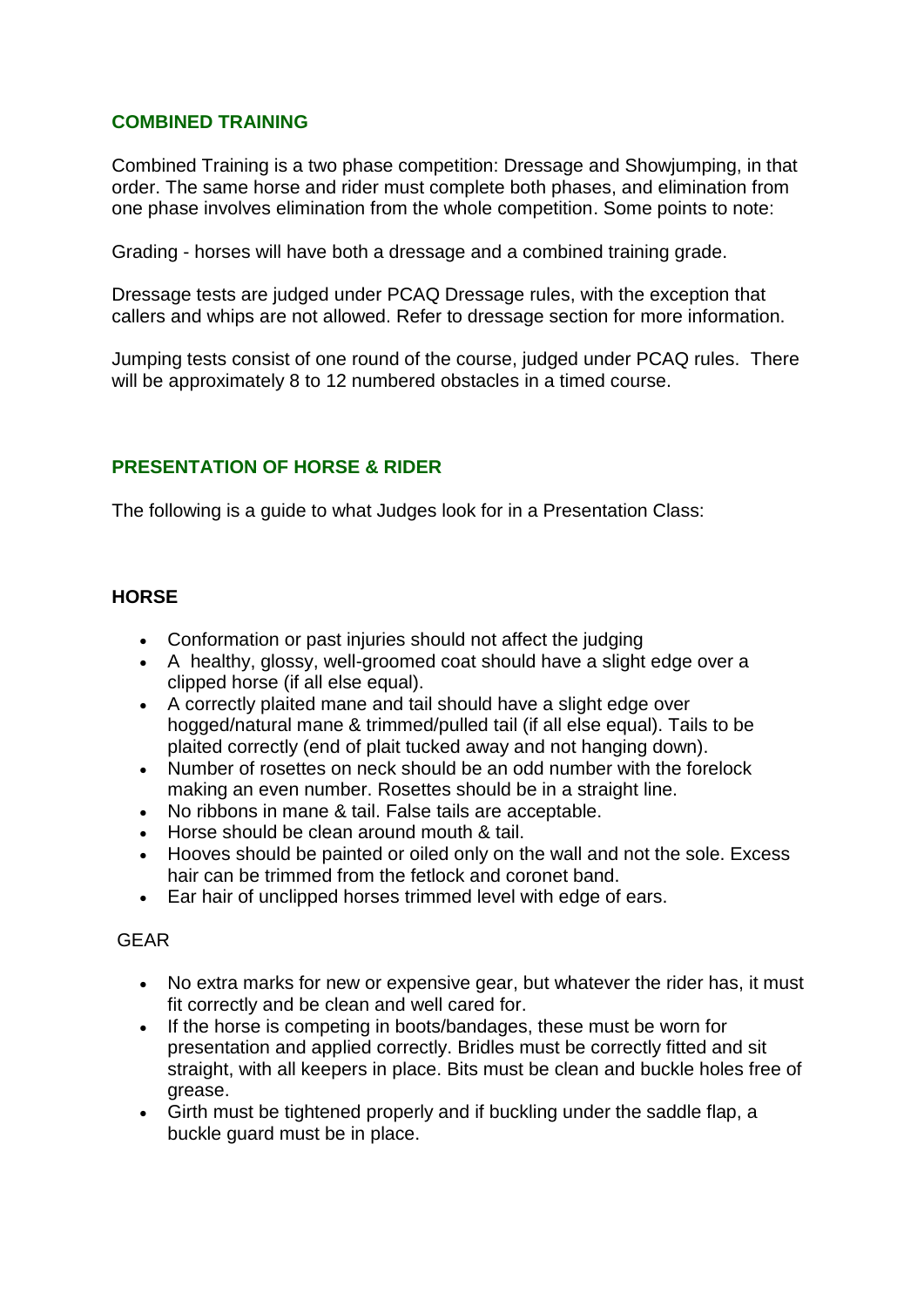## COMBINED TRAINING

Combined Training is a two phase competition: Dressage and Showjumping, in that order. The same horse and rider must complete both phases, and elimination from one phase involves elimination from the whole competition. Some points to note:

Grading - horses will have both a dressage and a combined training grade.

Dressage tests are judged under PCAQ Dressage rules, with the exception that callers and whips are not allowed. Refer to dressage section for more information.

Jumping tests consist of one round of the course, judged under PCAQ rules. There will be approximately 8 to 12 numbered obstacles in a timed course.

## PRESENTATION OF HORSE & RIDER

The following is a guide to what Judges look for in a Presentation Class:

### HORSE

- Conformation or past injuries should not affect the judging
- A healthy, glossy, well-groomed coat should have a slight edge over a clipped horse (if all else equal).
- A correctly plaited mane and tail should have a slight edge over hogged/natural mane & trimmed/pulled tail (if all else equal). Tails to be plaited correctly (end of plait tucked away and not hanging down).
- Number of rosettes on neck should be an odd number with the forelock making an even number. Rosettes should be in a straight line.
- No ribbons in mane & tail. False tails are acceptable.
- Horse should be clean around mouth & tail.
- Hooves should be painted or oiled only on the wall and not the sole. Excess hair can be trimmed from the fetlock and coronet band.
- Ear hair of unclipped horses trimmed level with edge of ears.

GEAR

- No extra marks for new or expensive gear, but whatever the rider has, it must fit correctly and be clean and well cared for.
- If the horse is competing in boots/bandages, these must be worn for presentation and applied correctly. Bridles must be correctly fitted and sit straight, with all keepers in place. Bits must be clean and buckle holes free of grease.
- Girth must be tightened properly and if buckling under the saddle flap, a buckle guard must be in place.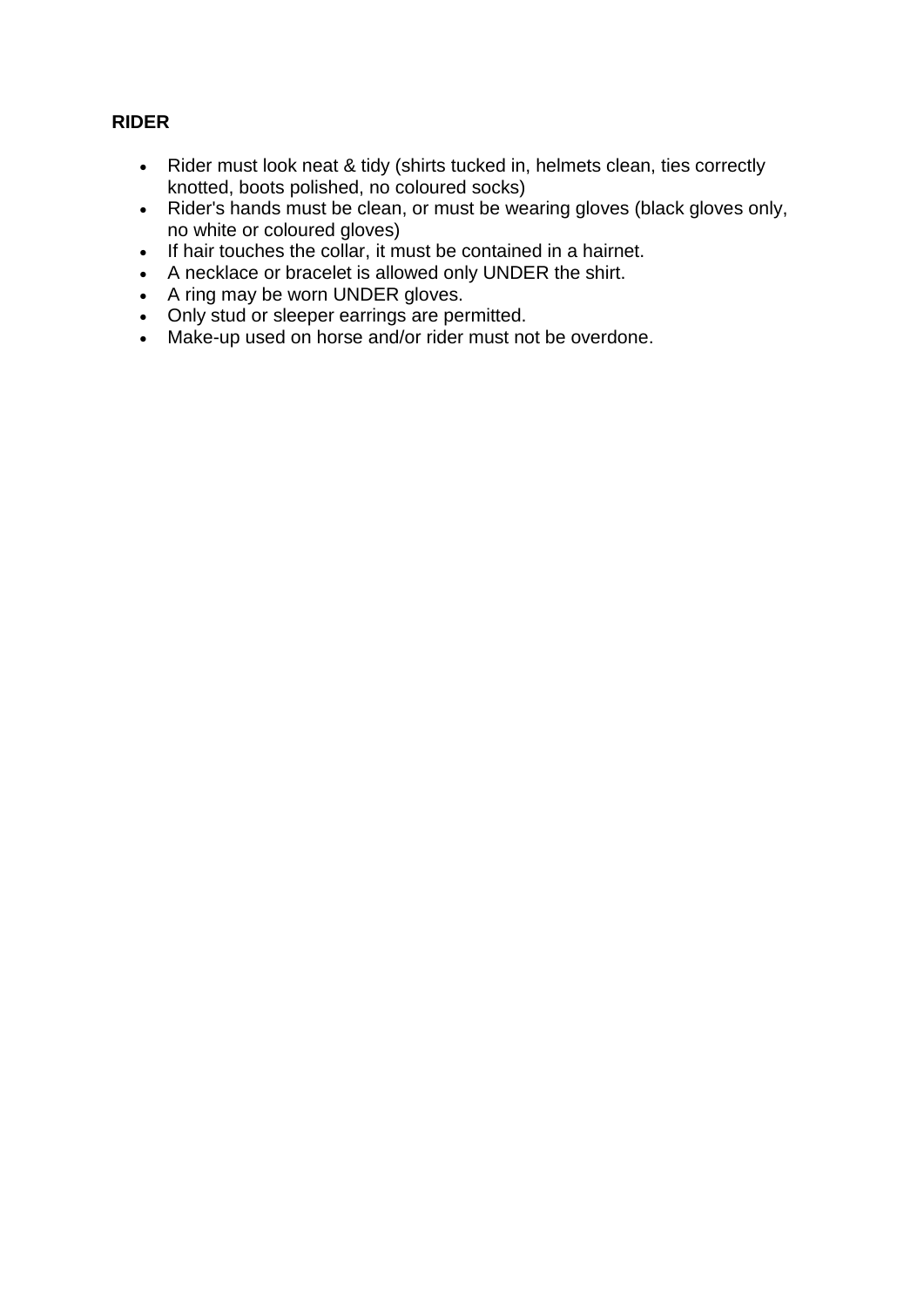**RIDER**

- Rider must look neat & tidy (shirts tucked in, helmets clean, ties correctly knotted, boots polished, no coloured socks)
- Rider's hands must be clean, or must be wearing gloves (black gloves only, no white or coloured gloves)
- If hair touches the collar, it must be contained in a hairnet.
- A necklace or bracelet is allowed only UNDER the shirt.
- A ring may be worn UNDER gloves.
- Only stud or sleeper earrings are permitted.
- Make-up used on horse and/or rider must not be overdone.